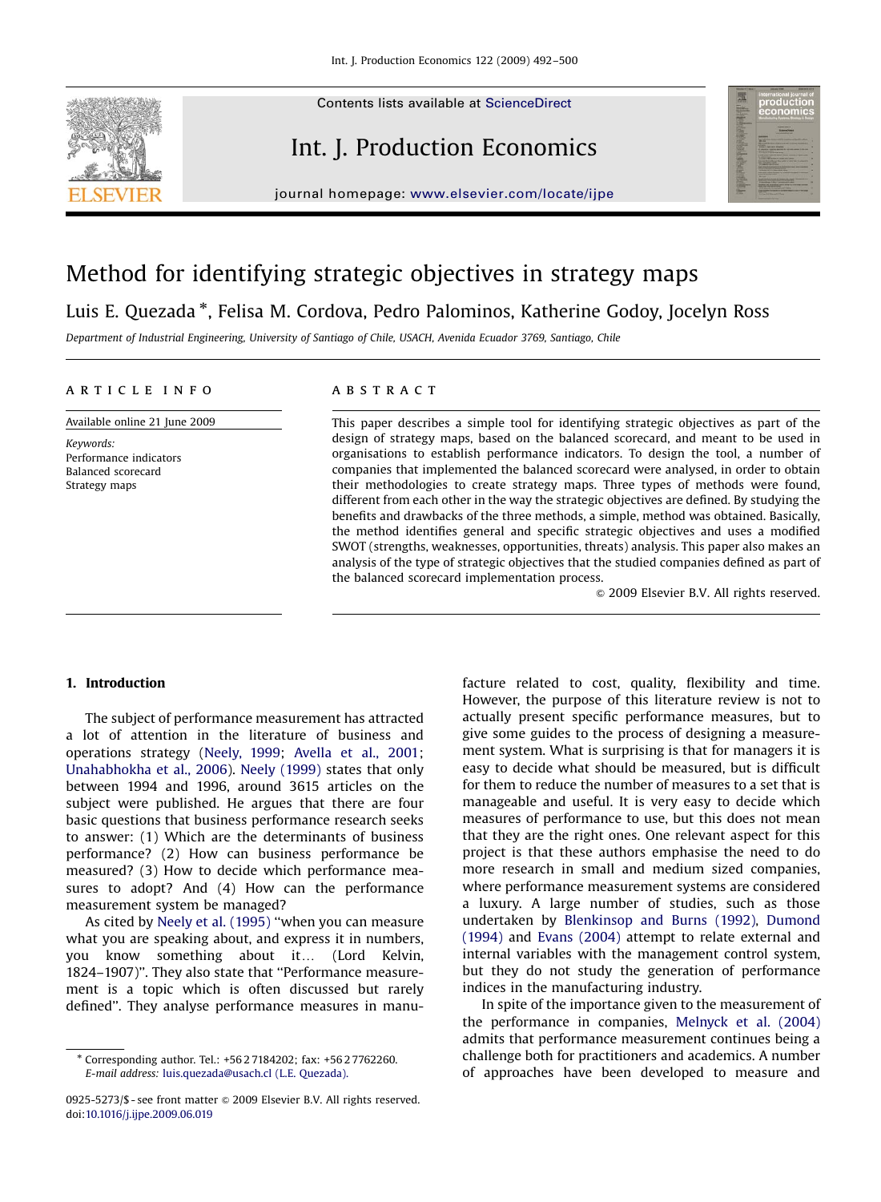Contents lists available at ScienceDirect

Int. J. Production Economics

journal homepage: www.elsevier.com/locate/ijpe

# Method for identifying strategic objectives in strategy maps

Luis E. Quezada *, Felisa M. Cordova, Pedro Palominos, Katherine Godoy, Jocelyn Ross

*Department of Industrial Engineering, University of Santiago of Chile, USACH, Avenida Ecuador 3769, Santiago, Chile*

**ARTICLE INFO**

Available online 21 June 2009

*Keywords:*
Performance indicators
Balanced scorecard
Strategy maps

**ABSTRACT**

This paper describes a simple tool for identifying strategic objectives as part of the design of strategy maps, based on the balanced scorecard, and meant to be used in organisations to establish performance indicators. To design the tool, a number of companies that implemented the balanced scorecard were analysed, in order to obtain their methodologies to create strategy maps. Three types of methods were found, different from each other in the way the strategic objectives are defined. By studying the benefits and drawbacks of the three methods, a simple, method was obtained. Basically, the method identifies general and specific strategic objectives and uses a modified SWOT (strengths, weaknesses, opportunities, threats) analysis. This paper also makes an analysis of the type of strategic objectives that the studied companies defined as part of the balanced scorecard implementation process.

© 2009 Elsevier B.V. All rights reserved.

## 1. Introduction

The subject of performance measurement has attracted a lot of attention in the literature of business and operations strategy (Neely, 1999; Avella et al., 2001; Unahabhokha et al., 2006). Neely (1999) states that only between 1994 and 1996, around 3615 articles on the subject were published. He argues that there are four basic questions that business performance research seeks to answer: (1) Which are the determinants of business performance? (2) How can business performance be measured? (3) How to decide which performance measures to adopt? And (4) How can the performance measurement system be managed?

As cited by Neely et al. (1995) "when you can measure what you are speaking about, and express it in numbers, you know something about it… (Lord Kelvin, 1824–1907)". They also state that "Performance measurement is a topic which is often discussed but rarely defined". They analyse performance measures in manufacture related to cost, quality, flexibility and time. However, the purpose of this literature review is not to actually present specific performance measures, but to give some guides to the process of designing a measurement system. What is surprising is that for managers it is easy to decide what should be measured, but is difficult for them to reduce the number of measures to a set that is manageable and useful. It is very easy to decide which measures of performance to use, but this does not mean that they are the right ones. One relevant aspect for this project is that these authors emphasise the need to do more research in small and medium sized companies, where performance measurement systems are considered a luxury. A large number of studies, such as those undertaken by Blenkinsop and Burns (1992), Dumond (1994) and Evans (2004) attempt to relate external and internal variables with the management control system, but they do not study the generation of performance indices in the manufacturing industry.

In spite of the importance given to the measurement of the performance in companies, Melnyck et al. (2004) admits that performance measurement continues being a challenge both for practitioners and academics. A number of approaches have been developed to measure and

---

* Corresponding author. Tel.: +56 2 7184202; fax: +56 2 7762260.
*E-mail address:* luis.quezada@usach.cl (L.E. Quezada).

0925-5273/$ - see front matter © 2009 Elsevier B.V. All rights reserved.
doi:10.1016/j.ijpe.2009.06.019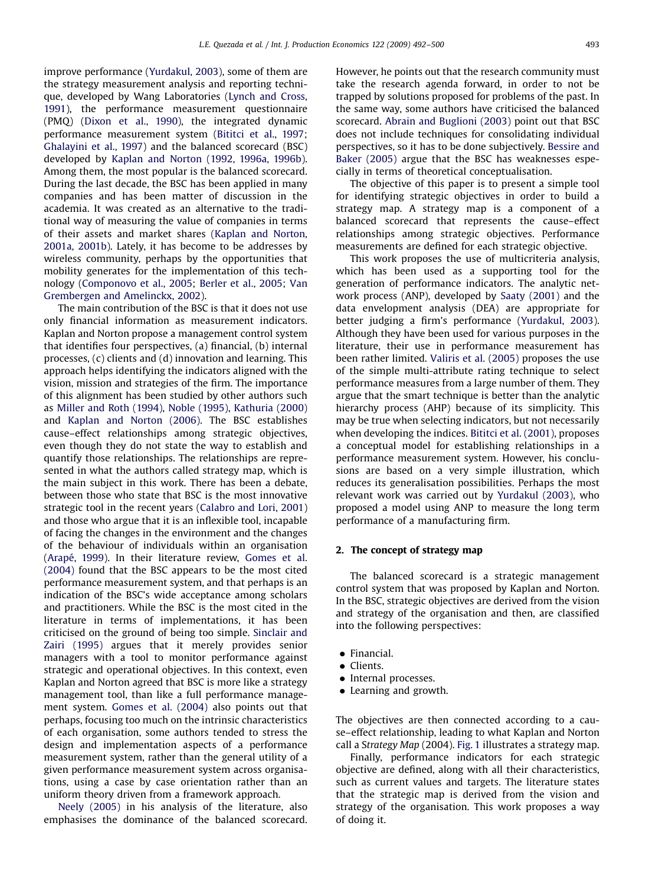improve performance (Yurdakul, 2003), some of them are the strategy measurement analysis and reporting technique, developed by Wang Laboratories (Lynch and Cross, 1991), the performance measurement questionnaire (PMQ) (Dixon et al., 1990), the integrated dynamic performance measurement system (Bititci et al., 1997; Ghalayini et al., 1997) and the balanced scorecard (BSC) developed by Kaplan and Norton (1992, 1996a, 1996b). Among them, the most popular is the balanced scorecard. During the last decade, the BSC has been applied in many companies and has been matter of discussion in the academia. It was created as an alternative to the traditional way of measuring the value of companies in terms of their assets and market shares (Kaplan and Norton, 2001a, 2001b). Lately, it has become to be addresses by wireless community, perhaps by the opportunities that mobility generates for the implementation of this technology (Componovo et al., 2005; Berler et al., 2005; Van Grembergen and Amelinckx, 2002).

The main contribution of the BSC is that it does not use only financial information as measurement indicators. Kaplan and Norton propose a management control system that identifies four perspectives, (a) financial, (b) internal processes, (c) clients and (d) innovation and learning. This approach helps identifying the indicators aligned with the vision, mission and strategies of the firm. The importance of this alignment has been studied by other authors such as Miller and Roth (1994), Noble (1995), Kathuria (2000) and Kaplan and Norton (2006). The BSC establishes cause–effect relationships among strategic objectives, even though they do not state the way to establish and quantify those relationships. The relationships are represented in what the authors called strategy map, which is the main subject in this work. There has been a debate, between those who state that BSC is the most innovative strategic tool in the recent years (Calabro and Lori, 2001) and those who argue that it is an inflexible tool, incapable of facing the changes in the environment and the changes of the behaviour of individuals within an organisation (Arapé, 1999). In their literature review, Gomes et al. (2004) found that the BSC appears to be the most cited performance measurement system, and that perhaps is an indication of the BSC's wide acceptance among scholars and practitioners. While the BSC is the most cited in the literature in terms of implementations, it has been criticised on the ground of being too simple. Sinclair and Zairi (1995) argues that it merely provides senior managers with a tool to monitor performance against strategic and operational objectives. In this context, even Kaplan and Norton agreed that BSC is more like a strategy management tool, than like a full performance management system. Gomes et al. (2004) also points out that perhaps, focusing too much on the intrinsic characteristics of each organisation, some authors tended to stress the design and implementation aspects of a performance measurement system, rather than the general utility of a given performance measurement system across organisations, using a case by case orientation rather than an uniform theory driven from a framework approach.

Neely (2005) in his analysis of the literature, also emphasises the dominance of the balanced scorecard. However, he points out that the research community must take the research agenda forward, in order to not be trapped by solutions proposed for problems of the past. In the same way, some authors have criticised the balanced scorecard. Abrain and Buglioni (2003) point out that BSC does not include techniques for consolidating individual perspectives, so it has to be done subjectively. Bessire and Baker (2005) argue that the BSC has weaknesses especially in terms of theoretical conceptualisation.

The objective of this paper is to present a simple tool for identifying strategic objectives in order to build a strategy map. A strategy map is a component of a balanced scorecard that represents the cause–effect relationships among strategic objectives. Performance measurements are defined for each strategic objective.

This work proposes the use of multicriteria analysis, which has been used as a supporting tool for the generation of performance indicators. The analytic network process (ANP), developed by Saaty (2001) and the data envelopment analysis (DEA) are appropriate for better judging a firm's performance (Yurdakul, 2003). Although they have been used for various purposes in the literature, their use in performance measurement has been rather limited. Valiris et al. (2005) proposes the use of the simple multi-attribute rating technique to select performance measures from a large number of them. They argue that the smart technique is better than the analytic hierarchy process (AHP) because of its simplicity. This may be true when selecting indicators, but not necessarily when developing the indices. Bititci et al. (2001), proposes a conceptual model for establishing relationships in a performance measurement system. However, his conclusions are based on a very simple illustration, which reduces its generalisation possibilities. Perhaps the most relevant work was carried out by Yurdakul (2003), who proposed a model using ANP to measure the long term performance of a manufacturing firm.

## 2. The concept of strategy map

The balanced scorecard is a strategic management control system that was proposed by Kaplan and Norton. In the BSC, strategic objectives are derived from the vision and strategy of the organisation and then, are classified into the following perspectives:

- Financial.
- Clients.
- Internal processes.
- Learning and growth.

The objectives are then connected according to a cause–effect relationship, leading to what Kaplan and Norton call a *Strategy Map* (2004). Fig. 1 illustrates a strategy map.

Finally, performance indicators for each strategic objective are defined, along with all their characteristics, such as current values and targets. The literature states that the strategic map is derived from the vision and strategy of the organisation. This work proposes a way of doing it.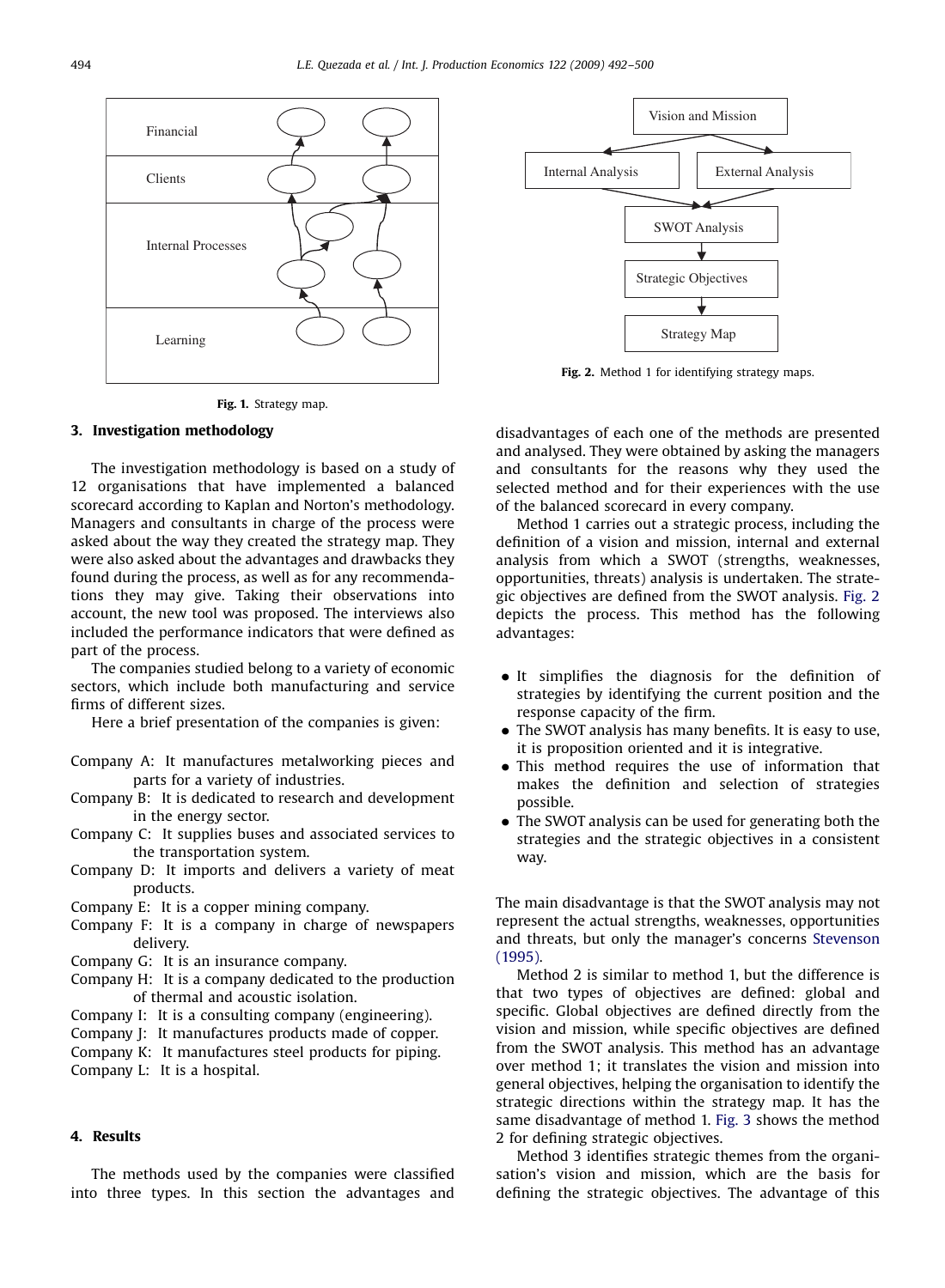Financial

Clients

Internal Processes

Learning

**Fig. 1.** Strategy map.

Vision and Mission

Internal Analysis

External Analysis

SWOT Analysis

Strategic Objectives

Strategy Map

**Fig. 2.** Method 1 for identifying strategy maps.

## 3. Investigation methodology

The investigation methodology is based on a study of 12 organisations that have implemented a balanced scorecard according to Kaplan and Norton's methodology. Managers and consultants in charge of the process were asked about the way they created the strategy map. They were also asked about the advantages and drawbacks they found during the process, as well as for any recommendations they may give. Taking their observations into account, the new tool was proposed. The interviews also included the performance indicators that were defined as part of the process.

The companies studied belong to a variety of economic sectors, which include both manufacturing and service firms of different sizes.

Here a brief presentation of the companies is given:

Company A: It manufactures metalworking pieces and parts for a variety of industries.
Company B: It is dedicated to research and development in the energy sector.
Company C: It supplies buses and associated services to the transportation system.
Company D: It imports and delivers a variety of meat products.
Company E: It is a copper mining company.
Company F: It is a company in charge of newspapers delivery.
Company G: It is an insurance company.
Company H: It is a company dedicated to the production of thermal and acoustic isolation.
Company I: It is a consulting company (engineering).
Company J: It manufactures products made of copper.
Company K: It manufactures steel products for piping.
Company L: It is a hospital.

## 4. Results

The methods used by the companies were classified into three types. In this section the advantages and disadvantages of each one of the methods are presented and analysed. They were obtained by asking the managers and consultants for the reasons why they used the selected method and for their experiences with the use of the balanced scorecard in every company.

Method 1 carries out a strategic process, including the definition of a vision and mission, internal and external analysis from which a SWOT (strengths, weaknesses, opportunities, threats) analysis is undertaken. The strategic objectives are defined from the SWOT analysis. Fig. 2 depicts the process. This method has the following advantages:

- It simplifies the diagnosis for the definition of strategies by identifying the current position and the response capacity of the firm.
- The SWOT analysis has many benefits. It is easy to use, it is proposition oriented and it is integrative.
- This method requires the use of information that makes the definition and selection of strategies possible.
- The SWOT analysis can be used for generating both the strategies and the strategic objectives in a consistent way.

The main disadvantage is that the SWOT analysis may not represent the actual strengths, weaknesses, opportunities and threats, but only the manager's concerns Stevenson (1995).

Method 2 is similar to method 1, but the difference is that two types of objectives are defined: global and specific. Global objectives are defined directly from the vision and mission, while specific objectives are defined from the SWOT analysis. This method has an advantage over method 1; it translates the vision and mission into general objectives, helping the organisation to identify the strategic directions within the strategy map. It has the same disadvantage of method 1. Fig. 3 shows the method 2 for defining strategic objectives.

Method 3 identifies strategic themes from the organisation's vision and mission, which are the basis for defining the strategic objectives. The advantage of this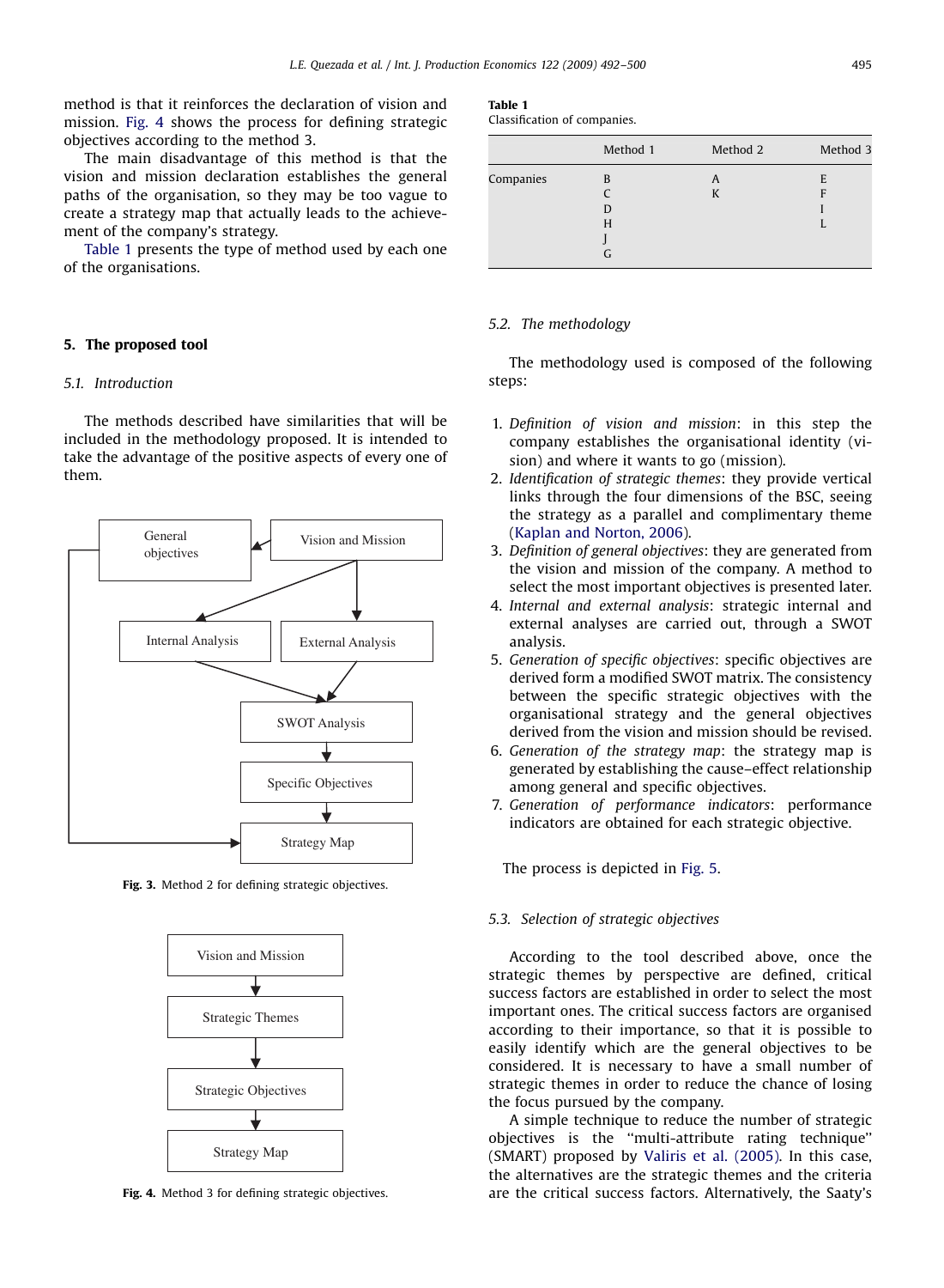method is that it reinforces the declaration of vision and mission. Fig. 4 shows the process for defining strategic objectives according to the method 3.

The main disadvantage of this method is that the vision and mission declaration establishes the general paths of the organisation, so they may be too vague to create a strategy map that actually leads to the achievement of the company's strategy.

Table 1 presents the type of method used by each one of the organisations.

## 5. The proposed tool

### 5.1. Introduction

The methods described have similarities that will be included in the methodology proposed. It is intended to take the advantage of the positive aspects of every one of them.

**Fig. 3.** Method 2 for defining strategic objectives.

**Fig. 4.** Method 3 for defining strategic objectives.

**Table 1**
Classification of companies.

| | Method 1 | Method 2 | Method 3 |
|---|---|---|---|
| Companies | B | A | E |
| | C | K | F |
| | D | | I |
| | H | | L |
| | J | | |
| | G | | |

### 5.2. The methodology

The methodology used is composed of the following steps:

1. *Definition of vision and mission*: in this step the company establishes the organisational identity (vision) and where it wants to go (mission).
2. *Identification of strategic themes*: they provide vertical links through the four dimensions of the BSC, seeing the strategy as a parallel and complimentary theme (Kaplan and Norton, 2006).
3. *Definition of general objectives*: they are generated from the vision and mission of the company. A method to select the most important objectives is presented later.
4. *Internal and external analysis*: strategic internal and external analyses are carried out, through a SWOT analysis.
5. *Generation of specific objectives*: specific objectives are derived form a modified SWOT matrix. The consistency between the specific strategic objectives with the organisational strategy and the general objectives derived from the vision and mission should be revised.
6. *Generation of the strategy map*: the strategy map is generated by establishing the cause–effect relationship among general and specific objectives.
7. *Generation of performance indicators*: performance indicators are obtained for each strategic objective.

The process is depicted in Fig. 5.

### 5.3. Selection of strategic objectives

According to the tool described above, once the strategic themes by perspective are defined, critical success factors are established in order to select the most important ones. The critical success factors are organised according to their importance, so that it is possible to easily identify which are the general objectives to be considered. It is necessary to have a small number of strategic themes in order to reduce the chance of losing the focus pursued by the company.

A simple technique to reduce the number of strategic objectives is the "multi-attribute rating technique" (SMART) proposed by Valiris et al. (2005). In this case, the alternatives are the strategic themes and the criteria are the critical success factors. Alternatively, the Saaty's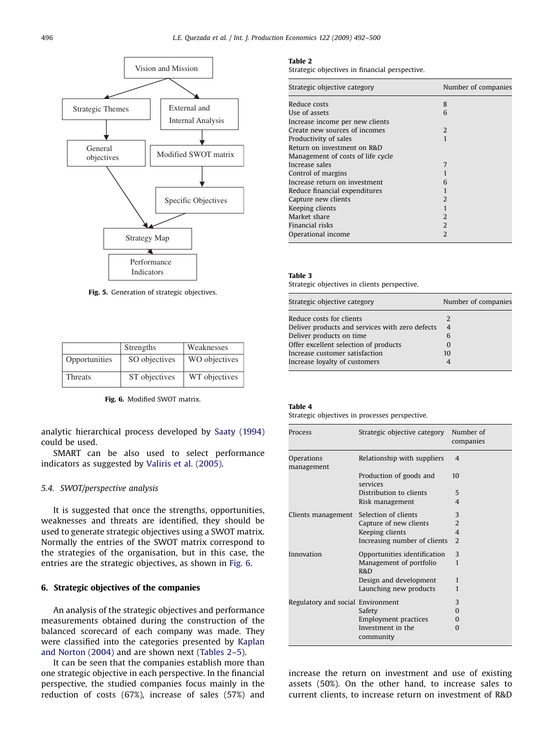Vision and Mission

Strategic Themes | External and Internal Analysis

General objectives | Modified SWOT matrix

Specific Objectives

Strategy Map

Performance Indicators

**Fig. 5.** Generation of strategic objectives.

| | Strengths | Weaknesses |
|---|---|---|
| Opportunities | SO objectives | WO objectives |
| Threats | ST objectives | WT objectives |

**Fig. 6.** Modified SWOT matrix.

analytic hierarchical process developed by Saaty (1994) could be used.

SMART can be also used to select performance indicators as suggested by Valiris et al. (2005).

### 5.4. SWOT/perspective analysis

It is suggested that once the strengths, opportunities, weaknesses and threats are identified, they should be used to generate strategic objectives using a SWOT matrix. Normally the entries of the SWOT matrix correspond to the strategies of the organisation, but in this case, the entries are the strategic objectives, as shown in Fig. 6.

## 6. Strategic objectives of the companies

An analysis of the strategic objectives and performance measurements obtained during the construction of the balanced scorecard of each company was made. They were classified into the categories presented by Kaplan and Norton (2004) and are shown next (Tables 2–5).

It can be seen that the companies establish more than one strategic objective in each perspective. In the financial perspective, the studied companies focus mainly in the reduction of costs (67%), increase of sales (57%) and increase the return on investment and use of existing assets (50%). On the other hand, to increase sales to current clients, to increase return on investment of R&D

**Table 2**
Strategic objectives in financial perspective.

| Strategic objective category | Number of companies |
|---|---|
| Reduce costs | 8 |
| Use of assets | 6 |
| Increase income per new clients | |
| Create new sources of incomes | 2 |
| Productivity of sales | 1 |
| Return on investment on R&D | |
| Management of costs of life cycle | |
| Increase sales | 7 |
| Control of margins | 1 |
| Increase return on investment | 6 |
| Reduce financial expenditures | 1 |
| Capture new clients | 2 |
| Keeping clients | 1 |
| Market share | 2 |
| Financial risks | 2 |
| Operational income | 2 |

**Table 3**
Strategic objectives in clients perspective.

| Strategic objective category | Number of companies |
|---|---|
| Reduce costs for clients | 2 |
| Deliver products and services with zero defects | 4 |
| Deliver products on time | 6 |
| Offer excellent selection of products | 0 |
| Increase customer satisfaction | 10 |
| Increase loyalty of customers | 4 |

**Table 4**
Strategic objectives in processes perspective.

| Process | Strategic objective category | Number of companies |
|---|---|---|
| Operations management | Relationship with suppliers | 4 |
| | Production of goods and services | 10 |
| | Distribution to clients | 5 |
| | Risk management | 4 |
| Clients management | Selection of clients | 3 |
| | Capture of new clients | 2 |
| | Keeping clients | 4 |
| | Increasing number of clients | 2 |
| Innovation | Opportunities identification | 3 |
| | Management of portfolio R&D | 1 |
| | Design and development | 1 |
| | Launching new products | 1 |
| Regulatory and social | Environment | 3 |
| | Safety | 0 |
| | Employment practices | 0 |
| | Investment in the community | 0 |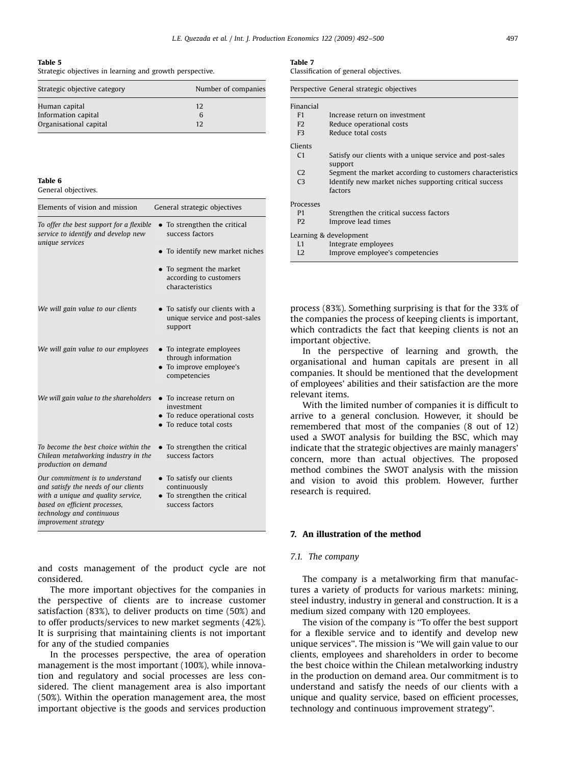**Table 5**
Strategic objectives in learning and growth perspective.

| Strategic objective category | Number of companies |
| --- | --- |
| Human capital | 12 |
| Information capital | 6 |
| Organisational capital | 12 |

**Table 6**
General objectives.

| Elements of vision and mission | General strategic objectives |
| --- | --- |
| *To offer the best support for a flexible service to identify and develop new unique services* | • To strengthen the critical success factors<br>• To identify new market niches<br>• To segment the market according to customers characteristics |
| *We will gain value to our clients* | • To satisfy our clients with a unique service and post-sales support |
| *We will gain value to our employees* | • To integrate employees through information<br>• To improve employee's competencies |
| *We will gain value to the shareholders* | • To increase return on investment<br>• To reduce operational costs<br>• To reduce total costs |
| *To become the best choice within the Chilean metalworking industry in the production on demand* | • To strengthen the critical success factors |
| *Our commitment is to understand and satisfy the needs of our clients with a unique and quality service, based on efficient processes, technology and continuous improvement strategy* | • To satisfy our clients continuously<br>• To strengthen the critical success factors |

and costs management of the product cycle are not considered.

The more important objectives for the companies in the perspective of clients are to increase customer satisfaction (83%), to deliver products on time (50%) and to offer products/services to new market segments (42%). It is surprising that maintaining clients is not important for any of the studied companies

In the processes perspective, the area of operation management is the most important (100%), while innovation and regulatory and social processes are less considered. The client management area is also important (50%). Within the operation management area, the most important objective is the goods and services production process (83%). Something surprising is that for the 33% of the companies the process of keeping clients is important, which contradicts the fact that keeping clients is not an important objective.

In the perspective of learning and growth, the organisational and human capitals are present in all companies. It should be mentioned that the development of employees' abilities and their satisfaction are the more relevant items.

With the limited number of companies it is difficult to arrive to a general conclusion. However, it should be remembered that most of the companies (8 out of 12) used a SWOT analysis for building the BSC, which may indicate that the strategic objectives are mainly managers' concern, more than actual objectives. The proposed method combines the SWOT analysis with the mission and vision to avoid this problem. However, further research is required.

**Table 7**
Classification of general objectives.

| Perspective | General strategic objectives |
| --- | --- |
| Financial | |
| F1 | Increase return on investment |
| F2 | Reduce operational costs |
| F3 | Reduce total costs |
| Clients | |
| C1 | Satisfy our clients with a unique service and post-sales support |
| C2 | Segment the market according to customers characteristics |
| C3 | Identify new market niches supporting critical success factors |
| Processes | |
| P1 | Strengthen the critical success factors |
| P2 | Improve lead times |
| Learning & development | |
| L1 | Integrate employees |
| L2 | Improve employee's competencies |

## 7. An illustration of the method

### 7.1. The company

The company is a metalworking firm that manufactures a variety of products for various markets: mining, steel industry, industry in general and construction. It is a medium sized company with 120 employees.

The vision of the company is ''To offer the best support for a flexible service and to identify and develop new unique services''. The mission is ''We will gain value to our clients, employees and shareholders in order to become the best choice within the Chilean metalworking industry in the production on demand area. Our commitment is to understand and satisfy the needs of our clients with a unique and quality service, based on efficient processes, technology and continuous improvement strategy''.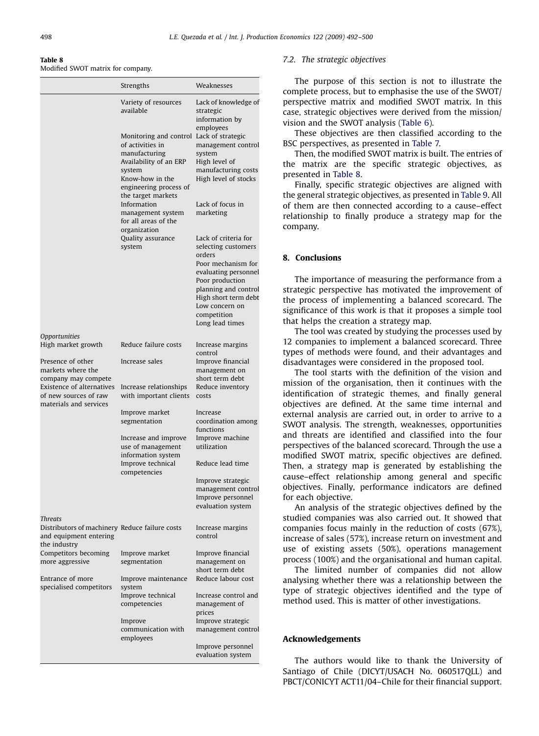**Table 8**
Modified SWOT matrix for company.

| | Strengths | Weaknesses |
|---|---|---|
| | Variety of resources available | Lack of knowledge of strategic information by employees |
| | Monitoring and control of activities in manufacturing | Lack of strategic management control system |
| | Availability of an ERP system | High level of manufacturing costs |
| | Know-how in the engineering process of the target markets | High level of stocks |
| | Information management system for all areas of the organization | Lack of focus in marketing |
| | Quality assurance system | Lack of criteria for selecting customers orders |
| | | Poor mechanism for evaluating personnel |
| | | Poor production planning and control |
| | | High short term debt |
| | | Low concern on competition |
| | | Long lead times |
| *Opportunities* | | |
| High market growth | Reduce failure costs | Increase margins control |
| Presence of other markets where the company may compete | Increase sales | Improve financial management on short term debt |
| Existence of alternatives of new sources of raw materials and services | Increase relationships with important clients | Reduce inventory costs |
| | Improve market segmentation | Increase coordination among functions |
| | Increase and improve use of management information system | Improve machine utilization |
| | Improve technical competencies | Reduce lead time |
| | | Improve strategic management control |
| | | Improve personnel evaluation system |
| *Threats* | | |
| Distributors of machinery and equipment entering the industry | Reduce failure costs | Increase margins control |
| Competitors becoming more aggressive | Improve market segmentation | Improve financial management on short term debt |
| Entrance of more specialised competitors | Improve maintenance system | Reduce labour cost |
| | Improve technical competencies | Increase control and management of prices |
| | Improve communication with employees | Improve strategic management control |
| | | Improve personnel evaluation system |

### 7.2. The strategic objectives

The purpose of this section is not to illustrate the complete process, but to emphasise the use of the SWOT/perspective matrix and modified SWOT matrix. In this case, strategic objectives were derived from the mission/vision and the SWOT analysis (Table 6).

These objectives are then classified according to the BSC perspectives, as presented in Table 7.

Then, the modified SWOT matrix is built. The entries of the matrix are the specific strategic objectives, as presented in Table 8.

Finally, specific strategic objectives are aligned with the general strategic objectives, as presented in Table 9. All of them are then connected according to a cause–effect relationship to finally produce a strategy map for the company.

## 8. Conclusions

The importance of measuring the performance from a strategic perspective has motivated the improvement of the process of implementing a balanced scorecard. The significance of this work is that it proposes a simple tool that helps the creation a strategy map.

The tool was created by studying the processes used by 12 companies to implement a balanced scorecard. Three types of methods were found, and their advantages and disadvantages were considered in the proposed tool.

The tool starts with the definition of the vision and mission of the organisation, then it continues with the identification of strategic themes, and finally general objectives are defined. At the same time internal and external analysis are carried out, in order to arrive to a SWOT analysis. The strength, weaknesses, opportunities and threats are identified and classified into the four perspectives of the balanced scorecard. Through the use a modified SWOT matrix, specific objectives are defined. Then, a strategy map is generated by establishing the cause–effect relationship among general and specific objectives. Finally, performance indicators are defined for each objective.

An analysis of the strategic objectives defined by the studied companies was also carried out. It showed that companies focus mainly in the reduction of costs (67%), increase of sales (57%), increase return on investment and use of existing assets (50%), operations management process (100%) and the organisational and human capital.

The limited number of companies did not allow analysing whether there was a relationship between the type of strategic objectives identified and the type of method used. This is matter of other investigations.

## Acknowledgements

The authors would like to thank the University of Santiago of Chile (DICYT/USACH No. 060517QLL) and PBCT/CONICYT ACT11/04–Chile for their financial support.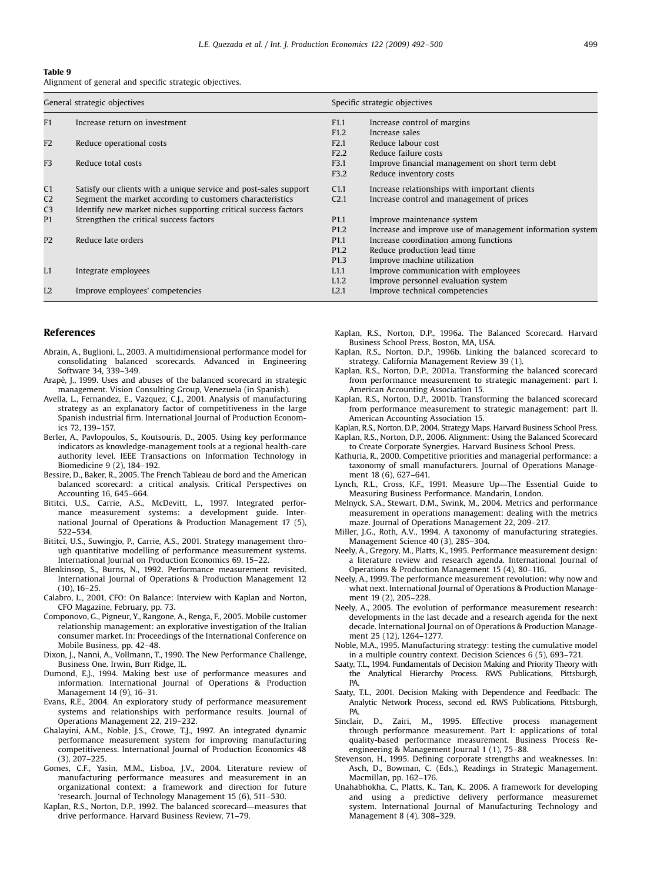**Table 9**
Alignment of general and specific strategic objectives.

| General strategic objectives | | Specific strategic objectives | |
|---|---|---|---|
| F1 | Increase return on investment | F1.1 | Increase control of margins |
| | | F1.2 | Increase sales |
| F2 | Reduce operational costs | F2.1 | Reduce labour cost |
| | | F2.2 | Reduce failure costs |
| F3 | Reduce total costs | F3.1 | Improve financial management on short term debt |
| | | F3.2 | Reduce inventory costs |
| C1 | Satisfy our clients with a unique service and post-sales support | C1.1 | Increase relationships with important clients |
| C2 | Segment the market according to customers characteristics | C2.1 | Increase control and management of prices |
| C3 | Identify new market niches supporting critical success factors | | |
| P1 | Strengthen the critical success factors | P1.1 | Improve maintenance system |
| | | P1.2 | Increase and improve use of management information system |
| P2 | Reduce late orders | P1.1 | Increase coordination among functions |
| | | P1.2 | Reduce production lead time |
| | | P1.3 | Improve machine utilization |
| L1 | Integrate employees | L1.1 | Improve communication with employees |
| | | L1.2 | Improve personnel evaluation system |
| L2 | Improve employees' competencies | L2.1 | Improve technical competencies |

## References

Abrain, A., Buglioni, L., 2003. A multidimensional performance model for consolidating balanced scorecards. Advanced in Engineering Software 34, 339–349.

Arapé, J., 1999. Uses and abuses of the balanced scorecard in strategic management. Vision Consulting Group, Venezuela (in Spanish).

Avella, L., Fernandez, E., Vazquez, C.J., 2001. Analysis of manufacturing strategy as an explanatory factor of competitiveness in the large Spanish industrial firm. International Journal of Production Economics 72, 139–157.

Berler, A., Pavlopoulos, S., Koutsouris, D., 2005. Using key performance indicators as knowledge-management tools at a regional health-care authority level. IEEE Transactions on Information Technology in Biomedicine 9 (2), 184–192.

Bessire, D., Baker, R., 2005. The French Tableau de bord and the American balanced scorecard: a critical analysis. Critical Perspectives on Accounting 16, 645–664.

Bititci, U.S., Carrie, A.S., McDevitt, L., 1997. Integrated performance measurement systems: a development guide. International Journal of Operations & Production Management 17 (5), 522–534.

Bititci, U.S., Suwingjo, P., Carrie, A.S., 2001. Strategy management through quantitative modelling of performance measurement systems. International Journal on Production Economics 69, 15–22.

Blenkinsop, S., Burns, N., 1992. Performance measurement revisited. International Journal of Operations & Production Management 12 (10), 16–25.

Calabro, L., 2001, CFO: On Balance: Interview with Kaplan and Norton, CFO Magazine, February, pp. 73.

Componovo, G., Pigneur, Y., Rangone, A., Renga, F., 2005. Mobile customer relationship management: an explorative investigation of the Italian consumer market. In: Proceedings of the International Conference on Mobile Business, pp. 42–48.

Dixon, J., Nanni, A., Vollmann, T., 1990. The New Performance Challenge, Business One. Irwin, Burr Ridge, IL.

Dumond, E.J., 1994. Making best use of performance measures and information. International Journal of Operations & Production Management 14 (9), 16–31.

Evans, R.E., 2004. An exploratory study of performance measurement systems and relationships with performance results. Journal of Operations Management 22, 219–232.

Ghalayini, A.M., Noble, J.S., Crowe, T.J., 1997. An integrated dynamic performance measurement system for improving manufacturing competitiveness. International Journal of Production Economics 48 (3), 207–225.

Gomes, C.F., Yasin, M.M., Lisboa, J.V., 2004. Literature review of manufacturing performance measures and measurement in an organizational context: a framework and direction for future 'research. Journal of Technology Management 15 (6), 511–530.

Kaplan, R.S., Norton, D.P., 1992. The balanced scorecard—measures that drive performance. Harvard Business Review, 71–79.

Kaplan, R.S., Norton, D.P., 1996a. The Balanced Scorecard. Harvard Business School Press, Boston, MA, USA.

Kaplan, R.S., Norton, D.P., 1996b. Linking the balanced scorecard to strategy. California Management Review 39 (1).

Kaplan, R.S., Norton, D.P., 2001a. Transforming the balanced scorecard from performance measurement to strategic management: part I. American Accounting Association 15.

Kaplan, R.S., Norton, D.P., 2001b. Transforming the balanced scorecard from performance measurement to strategic management: part II. American Accounting Association 15.

Kaplan, R.S., Norton, D.P., 2004. Strategy Maps. Harvard Business School Press.

Kaplan, R.S., Norton, D.P., 2006. Alignment: Using the Balanced Scorecard to Create Corporate Synergies. Harvard Business School Press.

Kathuria, R., 2000. Competitive priorities and managerial performance: a taxonomy of small manufacturers. Journal of Operations Management 18 (6), 627–641.

Lynch, R.L., Cross, K.F., 1991. Measure Up—The Essential Guide to Measuring Business Performance. Mandarin, London.

Melnyck, S.A., Stewart, D.M., Swink, M., 2004. Metrics and performance measurement in operations management: dealing with the metrics maze. Journal of Operations Management 22, 209–217.

Miller, J.G., Roth, A.V., 1994. A taxonomy of manufacturing strategies. Management Science 40 (3), 285–304.

Neely, A., Gregory, M., Platts, K., 1995. Performance measurement design: a literature review and research agenda. International Journal of Operations & Production Management 15 (4), 80–116.

Neely, A., 1999. The performance measurement revolution: why now and what next. International Journal of Operations & Production Management 19 (2), 205–228.

Neely, A., 2005. The evolution of performance measurement research: developments in the last decade and a research agenda for the next decade. International Journal on of Operations & Production Management 25 (12), 1264–1277.

Noble, M.A., 1995. Manufacturing strategy: testing the cumulative model in a multiple country context. Decision Sciences 6 (5), 693–721.

Saaty, T.L., 1994. Fundamentals of Decision Making and Priority Theory with the Analytical Hierarchy Process. RWS Publications, Pittsburgh, PA.

Saaty, T.L., 2001. Decision Making with Dependence and Feedback: The Analytic Network Process, second ed. RWS Publications, Pittsburgh, PA.

Sinclair, D., Zairi, M., 1995. Effective process management through performance measurement. Part I: applications of total quality-based performance measurement. Business Process Reengineering & Management Journal 1 (1), 75–88.

Stevenson, H., 1995. Defining corporate strengths and weaknesses. In: Asch, D., Bowman, C. (Eds.), Readings in Strategic Management. Macmillan, pp. 162–176.

Unahabhokha, C., Platts, K., Tan, K., 2006. A framework for developing and using a predictive delivery performance measuremet system. International Journal of Manufacturing Technology and Management 8 (4), 308–329.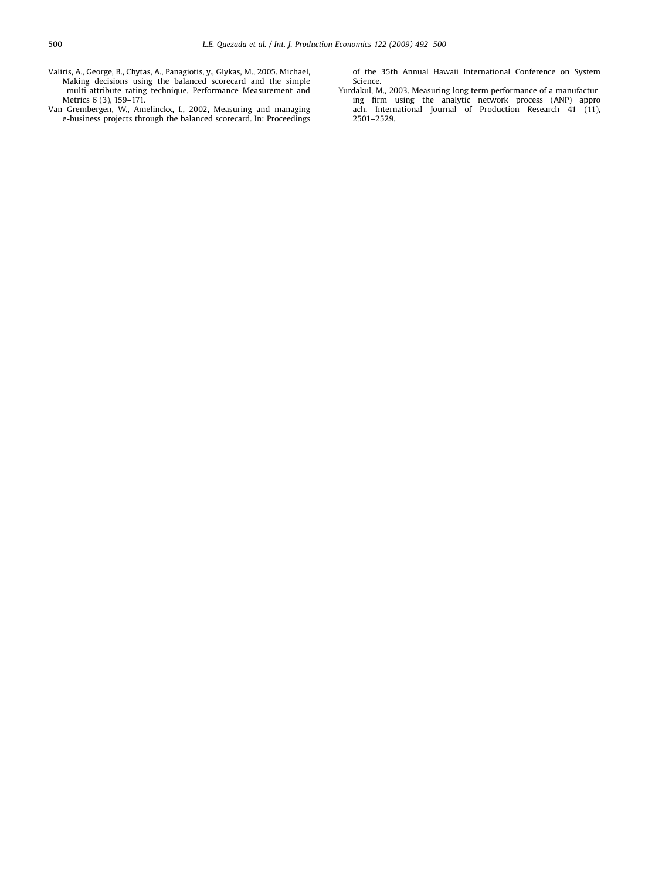Valiris, A., George, B., Chytas, A., Panagiotis, y., Glykas, M., 2005. Michael, Making decisions using the balanced scorecard and the simple multi-attribute rating technique. Performance Measurement and Metrics 6 (3), 159–171.

Van Grembergen, W., Amelinckx, I., 2002, Measuring and managing e-business projects through the balanced scorecard. In: Proceedings of the 35th Annual Hawaii International Conference on System Science.

Yurdakul, M., 2003. Measuring long term performance of a manufacturing firm using the analytic network process (ANP) appro ach. International Journal of Production Research 41 (11), 2501–2529.